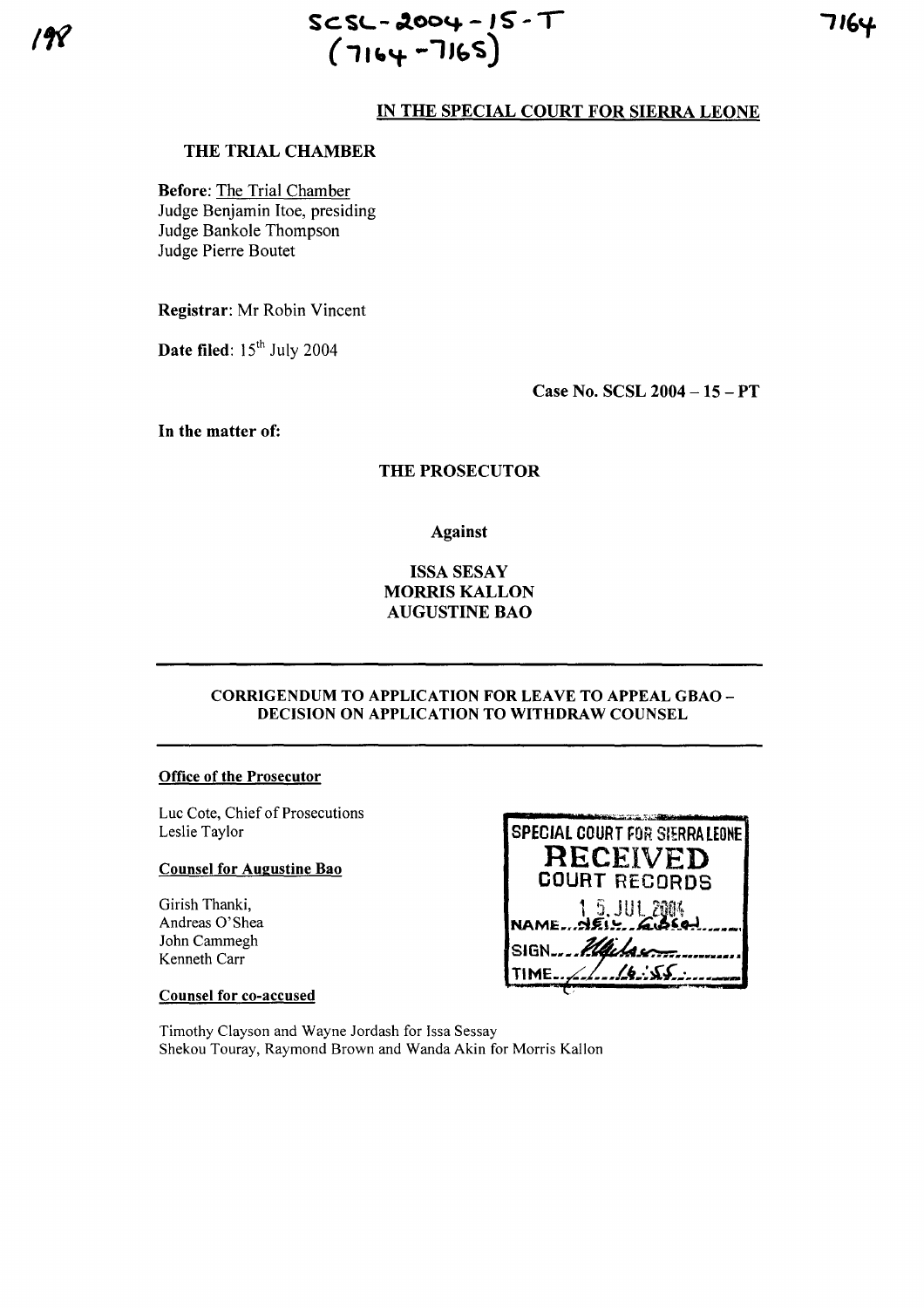SCSL-2004-15-T
(7164-7165)

## IN THE SPECIAL COURT FOR SIERRA LEONE

### THE TRIAL CHAMBER

**Before:** The Trial Chamber
Judge Benjamin Itoe, presiding
Judge Bankole Thompson
Judge Pierre Boutet

**Registrar:** Mr Robin Vincent

**Date filed:** 15th July 2004

**Case No. SCSL 2004 – 15 – PT**

**In the matter of:**

**THE PROSECUTOR**

**Against**

**ISSA SESAY**
**MORRIS KALLON**
**AUGUSTINE BAO**

---

**CORRIGENDUM TO APPLICATION FOR LEAVE TO APPEAL GBAO – DECISION ON APPLICATION TO WITHDRAW COUNSEL**

---

**Office of the Prosecutor**

Luc Cote, Chief of Prosecutions
Leslie Taylor

**Counsel for Augustine Bao**

Girish Thanki,
Andreas O'Shea
John Cammegh
Kenneth Carr

**Counsel for co-accused**

Timothy Clayson and Wayne Jordash for Issa Sessay
Shekou Touray, Raymond Brown and Wanda Akin for Morris Kallon

SPECIAL COURT FOR SIERRA LEONE
RECEIVED
COURT RECORDS
15 JUL 2004
NAME: NEIL GIBSON
SIGN: 
TIME: 16:55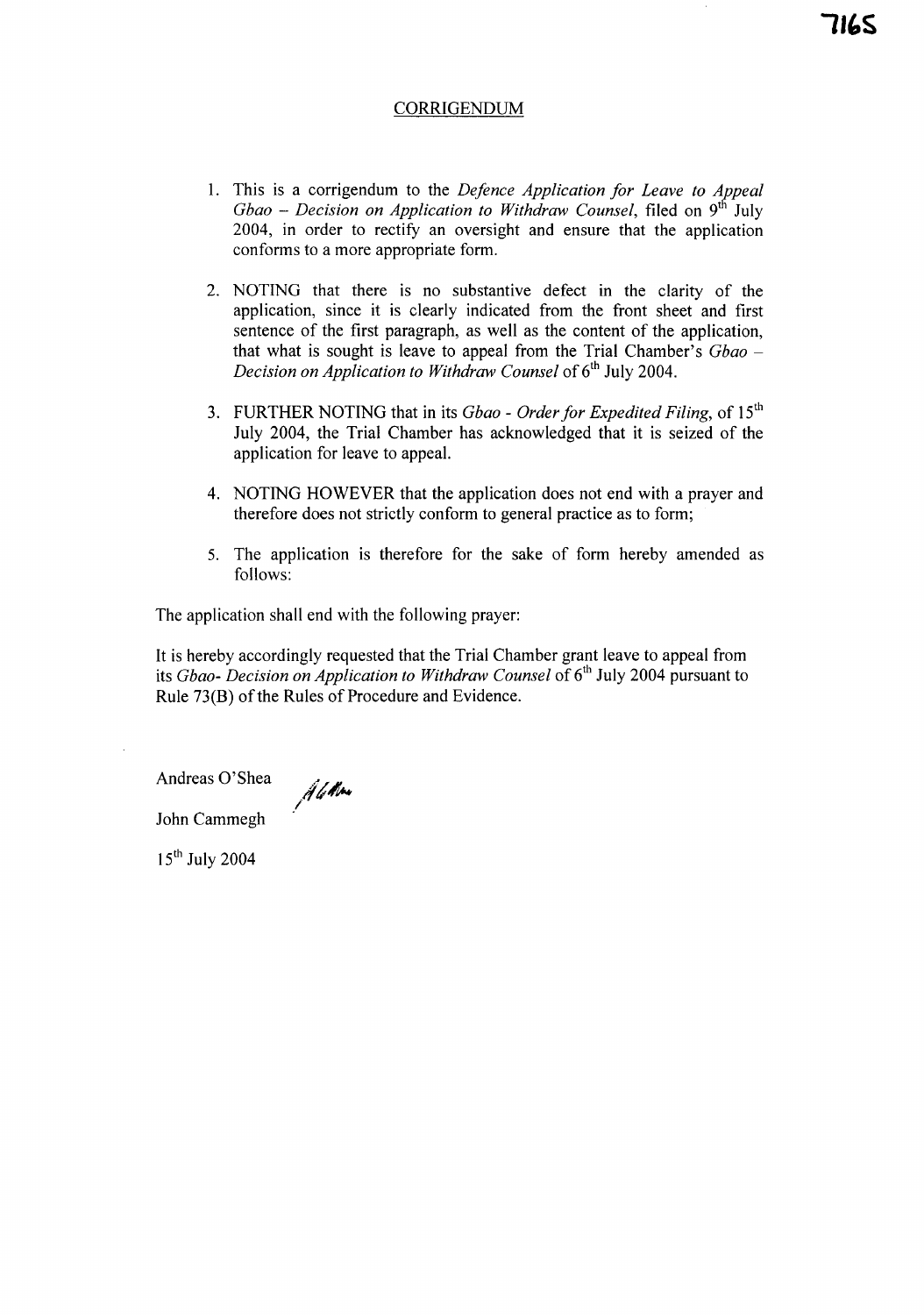CORRIGENDUM

1. This is a corrigendum to the *Defence Application for Leave to Appeal Gbao – Decision on Application to Withdraw Counsel*, filed on 9th July 2004, in order to rectify an oversight and ensure that the application conforms to a more appropriate form.

2. NOTING that there is no substantive defect in the clarity of the application, since it is clearly indicated from the front sheet and first sentence of the first paragraph, as well as the content of the application, that what is sought is leave to appeal from the Trial Chamber's *Gbao – Decision on Application to Withdraw Counsel* of 6th July 2004.

3. FURTHER NOTING that in its *Gbao - Order for Expedited Filing*, of 15th July 2004, the Trial Chamber has acknowledged that it is seized of the application for leave to appeal.

4. NOTING HOWEVER that the application does not end with a prayer and therefore does not strictly conform to general practice as to form;

5. The application is therefore for the sake of form hereby amended as follows:

The application shall end with the following prayer:

It is hereby accordingly requested that the Trial Chamber grant leave to appeal from its *Gbao- Decision on Application to Withdraw Counsel* of 6th July 2004 pursuant to Rule 73(B) of the Rules of Procedure and Evidence.

Andreas O'Shea

John Cammegh

15th July 2004